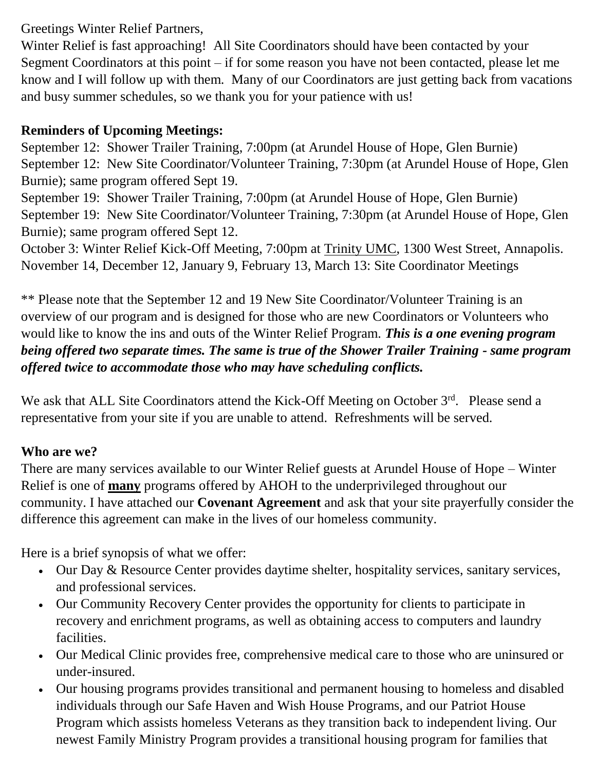Greetings Winter Relief Partners,

Winter Relief is fast approaching! All Site Coordinators should have been contacted by your Segment Coordinators at this point – if for some reason you have not been contacted, please let me know and I will follow up with them. Many of our Coordinators are just getting back from vacations and busy summer schedules, so we thank you for your patience with us!

**Reminders of Upcoming Meetings:**

September 12: Shower Trailer Training, 7:00pm (at Arundel House of Hope, Glen Burnie)
September 12: New Site Coordinator/Volunteer Training, 7:30pm (at Arundel House of Hope, Glen Burnie); same program offered Sept 19.
September 19: Shower Trailer Training, 7:00pm (at Arundel House of Hope, Glen Burnie)
September 19: New Site Coordinator/Volunteer Training, 7:30pm (at Arundel House of Hope, Glen Burnie); same program offered Sept 12.
October 3: Winter Relief Kick-Off Meeting, 7:00pm at Trinity UMC, 1300 West Street, Annapolis.
November 14, December 12, January 9, February 13, March 13: Site Coordinator Meetings

** Please note that the September 12 and 19 New Site Coordinator/Volunteer Training is an overview of our program and is designed for those who are new Coordinators or Volunteers who would like to know the ins and outs of the Winter Relief Program. ***This is a one evening program being offered two separate times. The same is true of the Shower Trailer Training - same program offered twice to accommodate those who may have scheduling conflicts.***

We ask that ALL Site Coordinators attend the Kick-Off Meeting on October 3rd. Please send a representative from your site if you are unable to attend. Refreshments will be served.

**Who are we?**

There are many services available to our Winter Relief guests at Arundel House of Hope – Winter Relief is one of **many** programs offered by AHOH to the underprivileged throughout our community. I have attached our **Covenant Agreement** and ask that your site prayerfully consider the difference this agreement can make in the lives of our homeless community.

Here is a brief synopsis of what we offer:

- Our Day & Resource Center provides daytime shelter, hospitality services, sanitary services, and professional services.
- Our Community Recovery Center provides the opportunity for clients to participate in recovery and enrichment programs, as well as obtaining access to computers and laundry facilities.
- Our Medical Clinic provides free, comprehensive medical care to those who are uninsured or under-insured.
- Our housing programs provides transitional and permanent housing to homeless and disabled individuals through our Safe Haven and Wish House Programs, and our Patriot House Program which assists homeless Veterans as they transition back to independent living. Our newest Family Ministry Program provides a transitional housing program for families that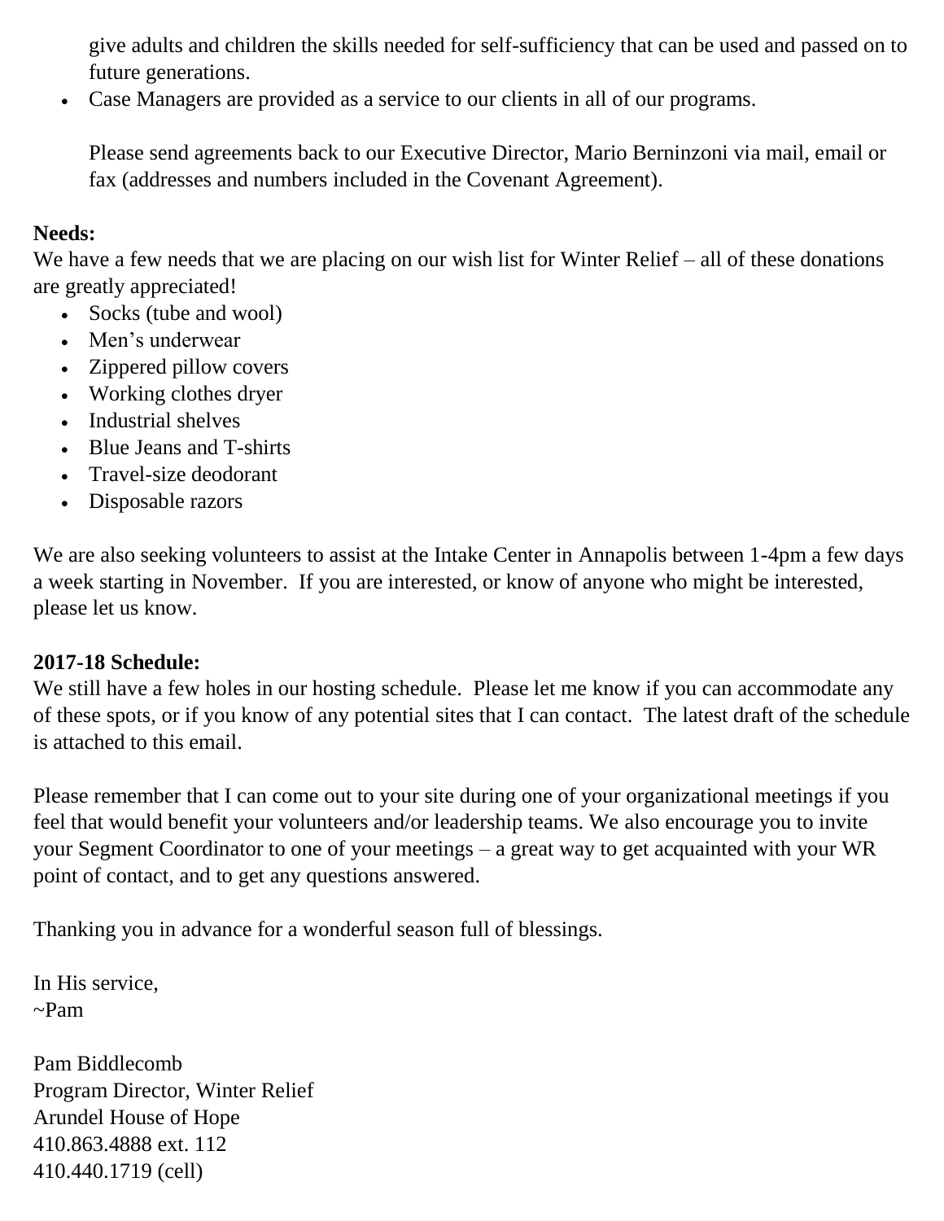give adults and children the skills needed for self-sufficiency that can be used and passed on to future generations.

- Case Managers are provided as a service to our clients in all of our programs.

  Please send agreements back to our Executive Director, Mario Berninzoni via mail, email or fax (addresses and numbers included in the Covenant Agreement).

**Needs:**

We have a few needs that we are placing on our wish list for Winter Relief – all of these donations are greatly appreciated!

- Socks (tube and wool)
- Men's underwear
- Zippered pillow covers
- Working clothes dryer
- Industrial shelves
- Blue Jeans and T-shirts
- Travel-size deodorant
- Disposable razors

We are also seeking volunteers to assist at the Intake Center in Annapolis between 1-4pm a few days a week starting in November. If you are interested, or know of anyone who might be interested, please let us know.

**2017-18 Schedule:**

We still have a few holes in our hosting schedule. Please let me know if you can accommodate any of these spots, or if you know of any potential sites that I can contact. The latest draft of the schedule is attached to this email.

Please remember that I can come out to your site during one of your organizational meetings if you feel that would benefit your volunteers and/or leadership teams. We also encourage you to invite your Segment Coordinator to one of your meetings – a great way to get acquainted with your WR point of contact, and to get any questions answered.

Thanking you in advance for a wonderful season full of blessings.

In His service,
~Pam

Pam Biddlecomb
Program Director, Winter Relief
Arundel House of Hope
410.863.4888 ext. 112
410.440.1719 (cell)